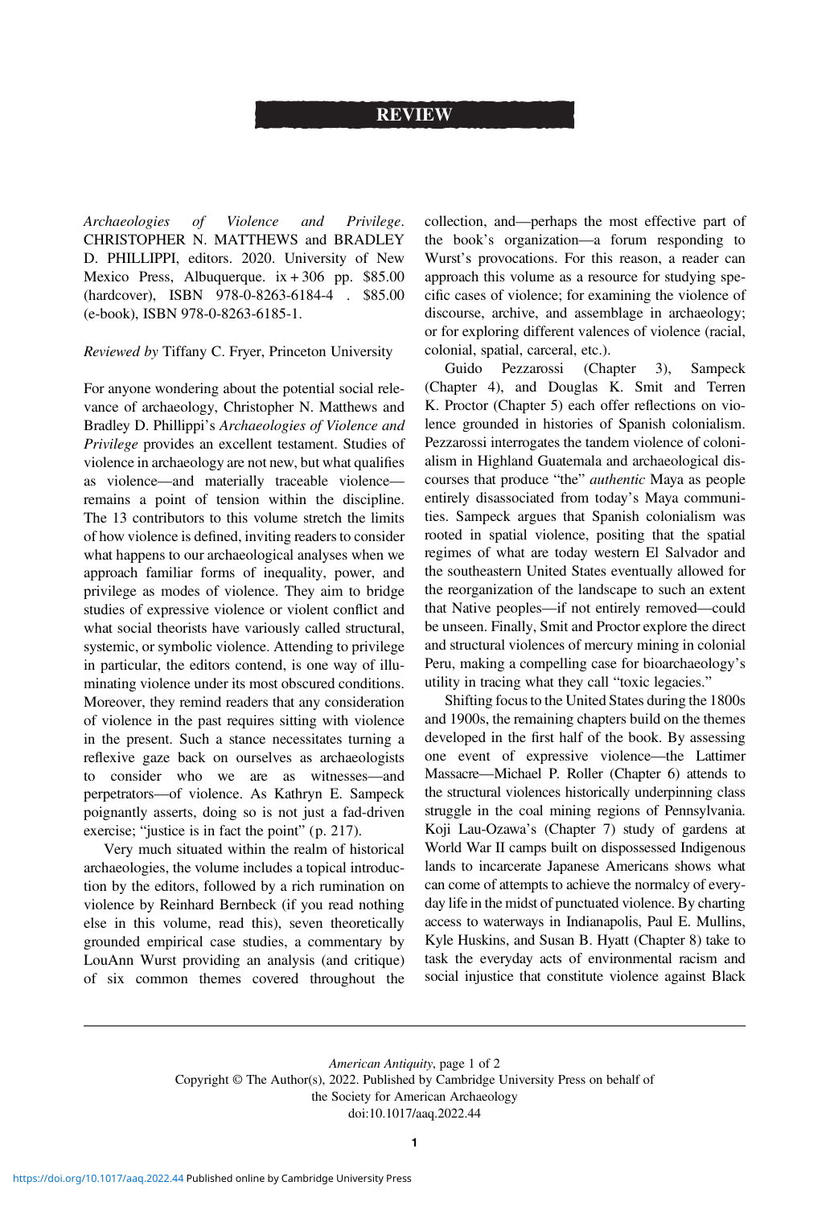# REVIEW

*Archaeologies of Violence and Privilege*. CHRISTOPHER N. MATTHEWS and BRADLEY D. PHILLIPPI, editors. 2020. University of New Mexico Press, Albuquerque. ix + 306 pp. $85.00 (hardcover), ISBN 978-0-8263-6184-4 . $85.00 (e-book), ISBN 978-0-8263-6185-1.

*Reviewed by* Tiffany C. Fryer, Princeton University

For anyone wondering about the potential social relevance of archaeology, Christopher N. Matthews and Bradley D. Phillippi's *Archaeologies of Violence and Privilege* provides an excellent testament. Studies of violence in archaeology are not new, but what qualifies as violence—and materially traceable violence—remains a point of tension within the discipline. The 13 contributors to this volume stretch the limits of how violence is defined, inviting readers to consider what happens to our archaeological analyses when we approach familiar forms of inequality, power, and privilege as modes of violence. They aim to bridge studies of expressive violence or violent conflict and what social theorists have variously called structural, systemic, or symbolic violence. Attending to privilege in particular, the editors contend, is one way of illuminating violence under its most obscured conditions. Moreover, they remind readers that any consideration of violence in the past requires sitting with violence in the present. Such a stance necessitates turning a reflexive gaze back on ourselves as archaeologists to consider who we are as witnesses—and perpetrators—of violence. As Kathryn E. Sampeck poignantly asserts, doing so is not just a fad-driven exercise; "justice is in fact the point" (p. 217).

Very much situated within the realm of historical archaeologies, the volume includes a topical introduction by the editors, followed by a rich rumination on violence by Reinhard Bernbeck (if you read nothing else in this volume, read this), seven theoretically grounded empirical case studies, a commentary by LouAnn Wurst providing an analysis (and critique) of six common themes covered throughout the collection, and—perhaps the most effective part of the book's organization—a forum responding to Wurst's provocations. For this reason, a reader can approach this volume as a resource for studying specific cases of violence; for examining the violence of discourse, archive, and assemblage in archaeology; or for exploring different valences of violence (racial, colonial, spatial, carceral, etc.).

Guido Pezzarossi (Chapter 3), Sampeck (Chapter 4), and Douglas K. Smit and Terren K. Proctor (Chapter 5) each offer reflections on violence grounded in histories of Spanish colonialism. Pezzarossi interrogates the tandem violence of colonialism in Highland Guatemala and archaeological discourses that produce "the" *authentic* Maya as people entirely disassociated from today's Maya communities. Sampeck argues that Spanish colonialism was rooted in spatial violence, positing that the spatial regimes of what are today western El Salvador and the southeastern United States eventually allowed for the reorganization of the landscape to such an extent that Native peoples—if not entirely removed—could be unseen. Finally, Smit and Proctor explore the direct and structural violences of mercury mining in colonial Peru, making a compelling case for bioarchaeology's utility in tracing what they call "toxic legacies."

Shifting focus to the United States during the 1800s and 1900s, the remaining chapters build on the themes developed in the first half of the book. By assessing one event of expressive violence—the Lattimer Massacre—Michael P. Roller (Chapter 6) attends to the structural violences historically underpinning class struggle in the coal mining regions of Pennsylvania. Koji Lau-Ozawa's (Chapter 7) study of gardens at World War II camps built on dispossessed Indigenous lands to incarcerate Japanese Americans shows what can come of attempts to achieve the normalcy of everyday life in the midst of punctuated violence. By charting access to waterways in Indianapolis, Paul E. Mullins, Kyle Huskins, and Susan B. Hyatt (Chapter 8) take to task the everyday acts of environmental racism and social injustice that constitute violence against Black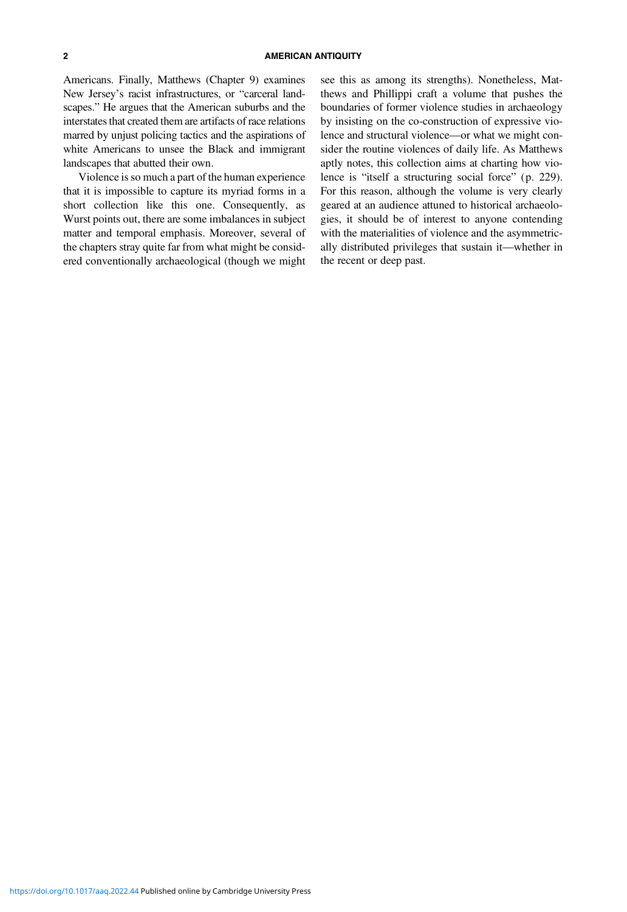Americans. Finally, Matthews (Chapter 9) examines New Jersey's racist infrastructures, or "carceral landscapes." He argues that the American suburbs and the interstates that created them are artifacts of race relations marred by unjust policing tactics and the aspirations of white Americans to unsee the Black and immigrant landscapes that abutted their own.

Violence is so much a part of the human experience that it is impossible to capture its myriad forms in a short collection like this one. Consequently, as Wurst points out, there are some imbalances in subject matter and temporal emphasis. Moreover, several of the chapters stray quite far from what might be considered conventionally archaeological (though we might see this as among its strengths). Nonetheless, Matthews and Phillippi craft a volume that pushes the boundaries of former violence studies in archaeology by insisting on the co-construction of expressive violence and structural violence—or what we might consider the routine violences of daily life. As Matthews aptly notes, this collection aims at charting how violence is "itself a structuring social force" (p. 229). For this reason, although the volume is very clearly geared at an audience attuned to historical archaeologies, it should be of interest to anyone contending with the materialities of violence and the asymmetrically distributed privileges that sustain it—whether in the recent or deep past.